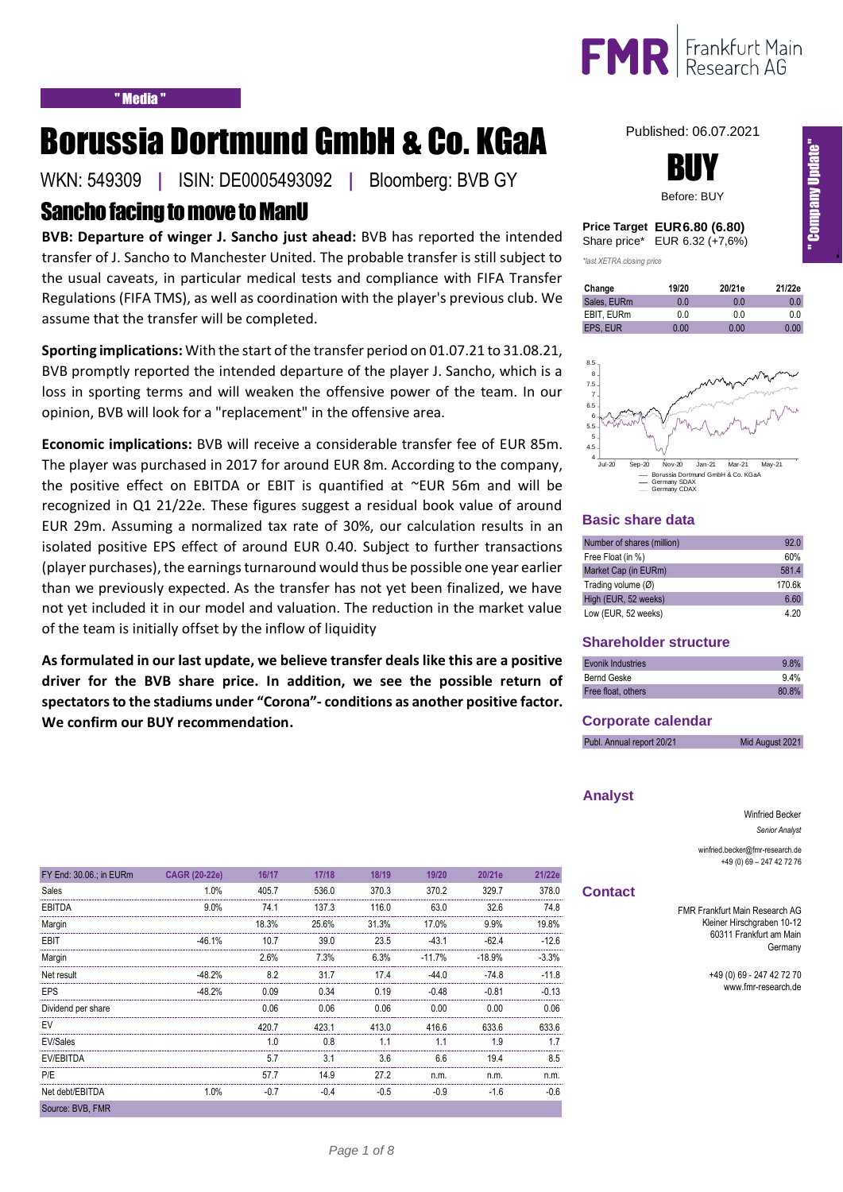"Media"

# Borussia Dortmund GmbH & Co. KGaA

WKN: 549309 | ISIN: DE0005493092 | Bloomberg: BVB GY

## Sancho facing to move to ManU

**BVB: Departure of winger J. Sancho just ahead:** BVB has reported the intended transfer of J. Sancho to Manchester United. The probable transfer is still subject to the usual caveats, in particular medical tests and compliance with FIFA Transfer Regulations (FIFA TMS), as well as coordination with the player's previous club. We assume that the transfer will be completed.

**Sporting implications:** With the start of the transfer period on 01.07.21 to 31.08.21, BVB promptly reported the intended departure of the player J. Sancho, which is a loss in sporting terms and will weaken the offensive power of the team. In our opinion, BVB will look for a "replacement" in the offensive area.

**Economic implications:** BVB will receive a considerable transfer fee of EUR 85m. The player was purchased in 2017 for around EUR 8m. According to the company, the positive effect on EBITDA or EBIT is quantified at ~EUR 56m and will be recognized in Q1 21/22e. These figures suggest a residual book value of around EUR 29m. Assuming a normalized tax rate of 30%, our calculation results in an isolated positive EPS effect of around EUR 0.40. Subject to further transactions (player purchases), the earnings turnaround would thus be possible one year earlier than we previously expected. As the transfer has not yet been finalized, we have not yet included it in our model and valuation. The reduction in the market value of the team is initially offset by the inflow of liquidity

**As formulated in our last update, we believe transfer deals like this are a positive driver for the BVB share price. In addition, we see the possible return of spectators to the stadiums under "Corona"- conditions as another positive factor. We confirm our BUY recommendation.**

| FY End: 30.06.; in EURm | CAGR (20-22e) | 16/17 | 17/18 | 18/19 | 19/20 | 20/21e | 21/22e |
|---|---|---|---|---|---|---|---|
| Sales | 1.0% | 405.7 | 536.0 | 370.3 | 370.2 | 329.7 | 378.0 |
| EBITDA | 9.0% | 74.1 | 137.3 | 116.0 | 63.0 | 32.6 | 74.8 |
| Margin | | 18.3% | 25.6% | 31.3% | 17.0% | 9.9% | 19.8% |
| EBIT | -46.1% | 10.7 | 39.0 | 23.5 | -43.1 | -62.4 | -12.6 |
| Margin | | 2.6% | 7.3% | 6.3% | -11.7% | -18.9% | -3.3% |
| Net result | -48.2% | 8.2 | 31.7 | 17.4 | -44.0 | -74.8 | -11.8 |
| EPS | -48.2% | 0.09 | 0.34 | 0.19 | -0.48 | -0.81 | -0.13 |
| Dividend per share | | 0.06 | 0.06 | 0.06 | 0.00 | 0.00 | 0.06 |
| EV | | 420.7 | 423.1 | 413.0 | 416.6 | 633.6 | 633.6 |
| EV/Sales | | 1.0 | 0.8 | 1.1 | 1.1 | 1.9 | 1.7 |
| EV/EBITDA | | 5.7 | 3.1 | 3.6 | 6.6 | 19.4 | 8.5 |
| P/E | | 57.7 | 14.9 | 27.2 | n.m. | n.m. | n.m. |
| Net debt/EBITDA | 1.0% | -0.7 | -0.4 | -0.5 | -0.9 | -1.6 | -0.6 |

Source: BVB, FMR

Published: 06.07.2021

**BUY**

Before: BUY

**Price Target EUR 6.80 (6.80)**
Share price* EUR 6.32 (+7,6%)

*last XETRA closing price

| Change | 19/20 | 20/21e | 21/22e |
|---|---|---|---|
| Sales, EURm | 0.0 | 0.0 | 0.0 |
| EBIT, EURm | 0.0 | 0.0 | 0.0 |
| EPS, EUR | 0.00 | 0.00 | 0.00 |

— Borussia Dortmund GmbH & Co. KGaA
— Germany SDAX
— Germany CDAX

### Basic share data

| | |
|---|---|
| Number of shares (million) | 92.0 |
| Free Float (in %) | 60% |
| Market Cap (in EURm) | 581.4 |
| Trading volume (Ø) | 170.6k |
| High (EUR, 52 weeks) | 6.60 |
| Low (EUR, 52 weeks) | 4.20 |

### Shareholder structure

| | |
|---|---|
| Evonik Industries | 9.8% |
| Bernd Geske | 9.4% |
| Free float, others | 80.8% |

### Corporate calendar

| | |
|---|---|
| Publ. Annual report 20/21 | Mid August 2021 |

### Analyst

Winfried Becker
*Senior Analyst*

winfried.becker@fmr-research.de
+49 (0) 69 – 247 42 72 76

### Contact

FMR Frankfurt Main Research AG
Kleiner Hirschgraben 10-12
60311 Frankfurt am Main
Germany

+49 (0) 69 - 247 42 72 70
www.fmr-research.de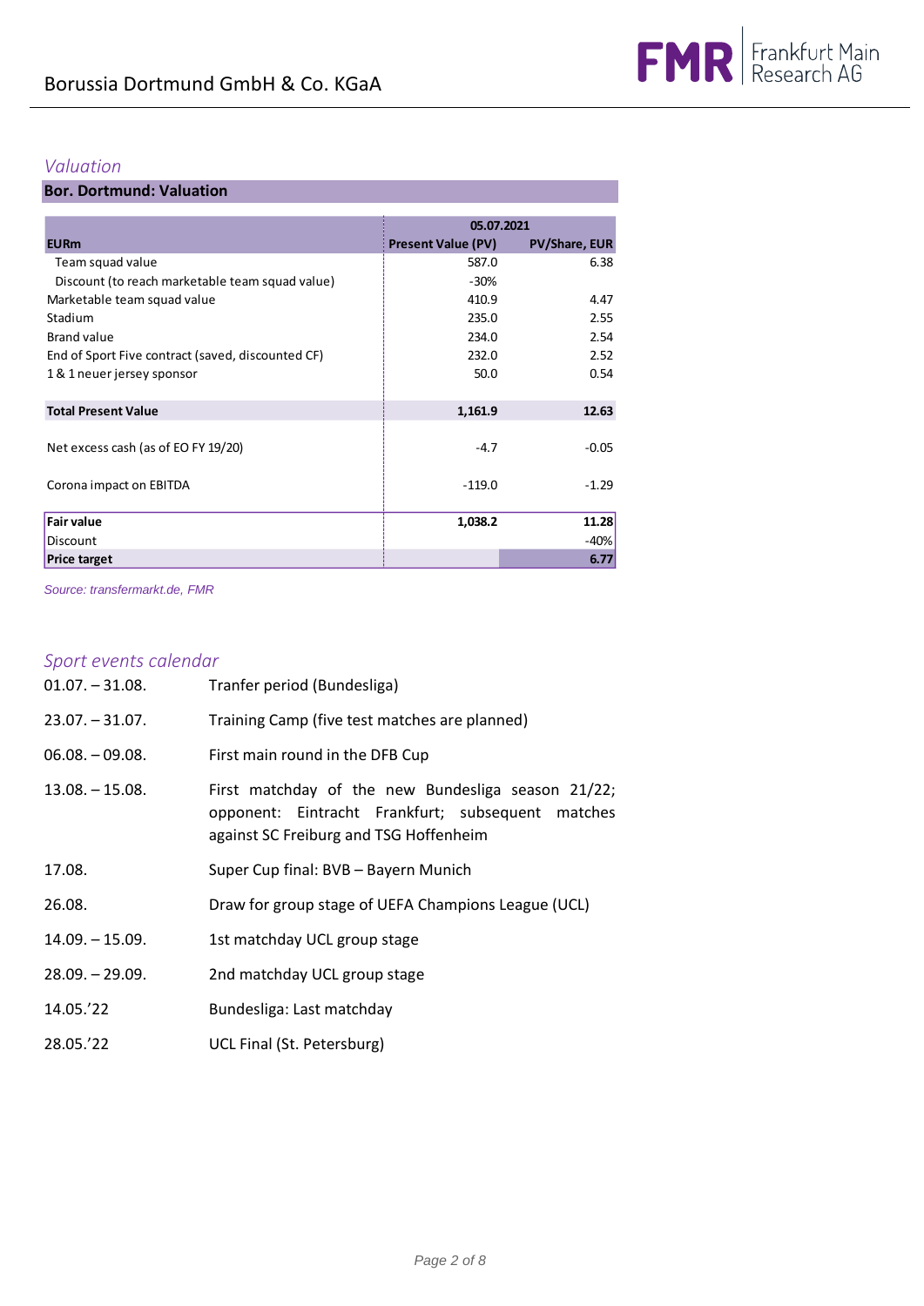## Valuation

**Bor. Dortmund: Valuation**

| | 05.07.2021 | |
|---|---|---|
| **EURm** | **Present Value (PV)** | **PV/Share, EUR** |
| Team squad value | 587.0 | 6.38 |
| Discount (to reach marketable team squad value) | -30% | |
| Marketable team squad value | 410.9 | 4.47 |
| Stadium | 235.0 | 2.55 |
| Brand value | 234.0 | 2.54 |
| End of Sport Five contract (saved, discounted CF) | 232.0 | 2.52 |
| 1 & 1 neuer jersey sponsor | 50.0 | 0.54 |
| **Total Present Value** | **1,161.9** | **12.63** |
| Net excess cash (as of EO FY 19/20) | -4.7 | -0.05 |
| Corona impact on EBITDA | -119.0 | -1.29 |
| **Fair value** | **1,038.2** | **11.28** |
| Discount | | -40% |
| **Price target** | | **6.77** |

*Source: transfermarkt.de, FMR*

## Sport events calendar

| | |
|---|---|
| 01.07. – 31.08. | Tranfer period (Bundesliga) |
| 23.07. – 31.07. | Training Camp (five test matches are planned) |
| 06.08. – 09.08. | First main round in the DFB Cup |
| 13.08. – 15.08. | First matchday of the new Bundesliga season 21/22; opponent: Eintracht Frankfurt; subsequent matches against SC Freiburg and TSG Hoffenheim |
| 17.08. | Super Cup final: BVB – Bayern Munich |
| 26.08. | Draw for group stage of UEFA Champions League (UCL) |
| 14.09. – 15.09. | 1st matchday UCL group stage |
| 28.09. – 29.09. | 2nd matchday UCL group stage |
| 14.05.'22 | Bundesliga: Last matchday |
| 28.05.'22 | UCL Final (St. Petersburg) |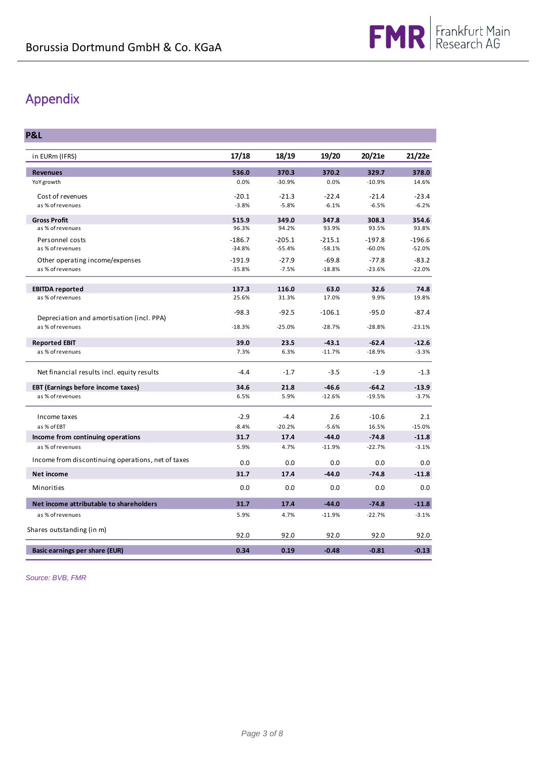# Appendix

## P&L

| in EURm (IFRS) | 17/18 | 18/19 | 19/20 | 20/21e | 21/22e |
|---|---|---|---|---|---|
| **Revenues** | **536.0** | **370.3** | **370.2** | **329.7** | **378.0** |
| YoY growth | 0.0% | -30.9% | 0.0% | -10.9% | 14.6% |
| Cost of revenues | -20.1 | -21.3 | -22.4 | -21.4 | -23.4 |
| as % of revenues | -3.8% | -5.8% | -6.1% | -6.5% | -6.2% |
| **Gross Profit** | **515.9** | **349.0** | **347.8** | **308.3** | **354.6** |
| as % of revenues | 96.3% | 94.2% | 93.9% | 93.5% | 93.8% |
| Personnel costs | -186.7 | -205.1 | -215.1 | -197.8 | -196.6 |
| as % of revenues | -34.8% | -55.4% | -58.1% | -60.0% | -52.0% |
| Other operating income/expenses | -191.9 | -27.9 | -69.8 | -77.8 | -83.2 |
| as % of revenues | -35.8% | -7.5% | -18.8% | -23.6% | -22.0% |
| **EBITDA reported** | **137.3** | **116.0** | **63.0** | **32.6** | **74.8** |
| as % of revenues | 25.6% | 31.3% | 17.0% | 9.9% | 19.8% |
| Depreciation and amortisation (incl. PPA) | -98.3 | -92.5 | -106.1 | -95.0 | -87.4 |
| as % of revenues | -18.3% | -25.0% | -28.7% | -28.8% | -23.1% |
| **Reported EBIT** | **39.0** | **23.5** | **-43.1** | **-62.4** | **-12.6** |
| as % of revenues | 7.3% | 6.3% | -11.7% | -18.9% | -3.3% |
| Net financial results incl. equity results | -4.4 | -1.7 | -3.5 | -1.9 | -1.3 |
| **EBT (Earnings before income taxes)** | **34.6** | **21.8** | **-46.6** | **-64.2** | **-13.9** |
| as % of revenues | 6.5% | 5.9% | -12.6% | -19.5% | -3.7% |
| Income taxes | -2.9 | -4.4 | 2.6 | -10.6 | 2.1 |
| as % of EBT | -8.4% | -20.2% | -5.6% | 16.5% | -15.0% |
| **Income from continuing operations** | **31.7** | **17.4** | **-44.0** | **-74.8** | **-11.8** |
| as % of revenues | 5.9% | 4.7% | -11.9% | -22.7% | -3.1% |
| Income from discontinuing operations, net of taxes | 0.0 | 0.0 | 0.0 | 0.0 | 0.0 |
| **Net income** | **31.7** | **17.4** | **-44.0** | **-74.8** | **-11.8** |
| Minorities | 0.0 | 0.0 | 0.0 | 0.0 | 0.0 |
| **Net income attributable to shareholders** | **31.7** | **17.4** | **-44.0** | **-74.8** | **-11.8** |
| as % of revenues | 5.9% | 4.7% | -11.9% | -22.7% | -3.1% |
| Shares outstanding (in m) | 92.0 | 92.0 | 92.0 | 92.0 | 92.0 |
| **Basic earnings per share (EUR)** | **0.34** | **0.19** | **-0.48** | **-0.81** | **-0.13** |

*Source: BVB, FMR*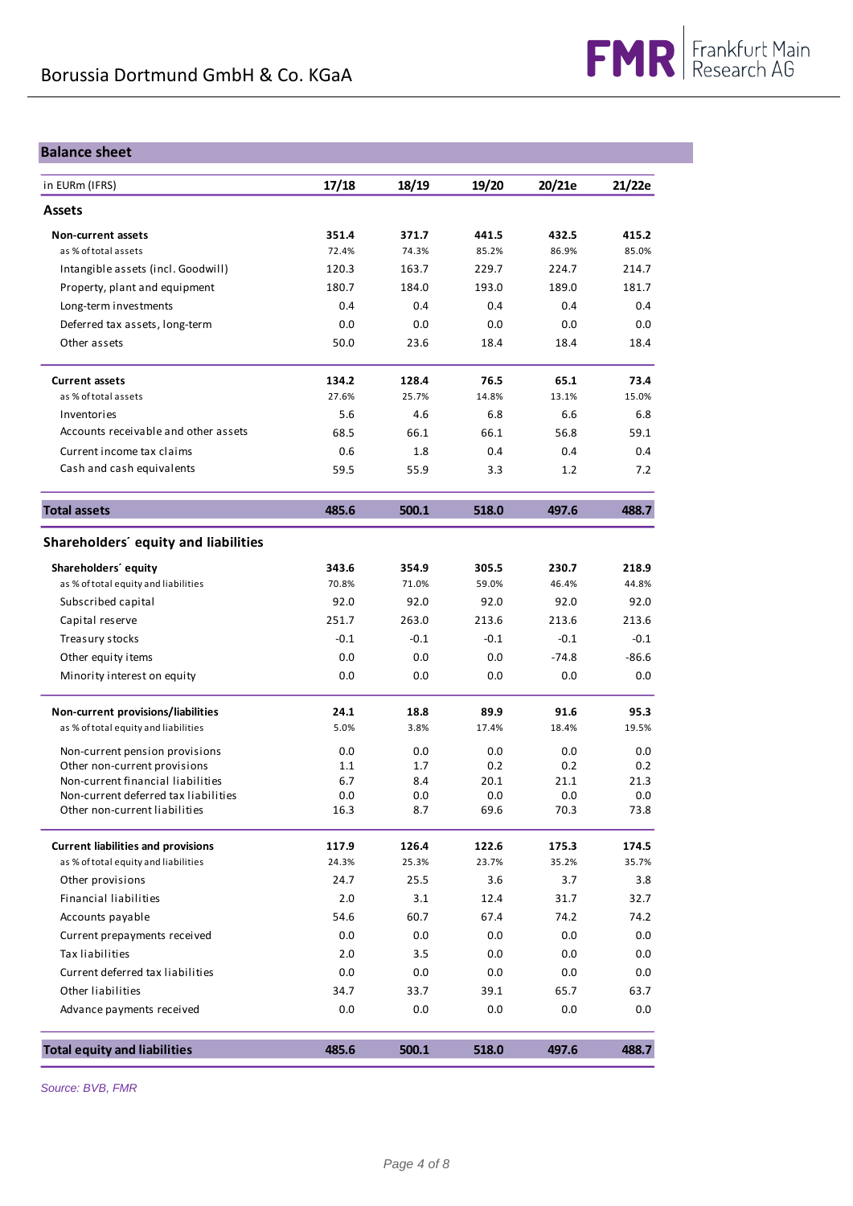## Balance sheet

| in EURm (IFRS) | 17/18 | 18/19 | 19/20 | 20/21e | 21/22e |
|---|---|---|---|---|---|
| **Assets** | | | | | |
| **Non-current assets** | **351.4** | **371.7** | **441.5** | **432.5** | **415.2** |
| as % of total assets | 72.4% | 74.3% | 85.2% | 86.9% | 85.0% |
| Intangible assets (incl. Goodwill) | 120.3 | 163.7 | 229.7 | 224.7 | 214.7 |
| Property, plant and equipment | 180.7 | 184.0 | 193.0 | 189.0 | 181.7 |
| Long-term investments | 0.4 | 0.4 | 0.4 | 0.4 | 0.4 |
| Deferred tax assets, long-term | 0.0 | 0.0 | 0.0 | 0.0 | 0.0 |
| Other assets | 50.0 | 23.6 | 18.4 | 18.4 | 18.4 |
| **Current assets** | **134.2** | **128.4** | **76.5** | **65.1** | **73.4** |
| as % of total assets | 27.6% | 25.7% | 14.8% | 13.1% | 15.0% |
| Inventories | 5.6 | 4.6 | 6.8 | 6.6 | 6.8 |
| Accounts receivable and other assets | 68.5 | 66.1 | 66.1 | 56.8 | 59.1 |
| Current income tax claims | 0.6 | 1.8 | 0.4 | 0.4 | 0.4 |
| Cash and cash equivalents | 59.5 | 55.9 | 3.3 | 1.2 | 7.2 |
| **Total assets** | **485.6** | **500.1** | **518.0** | **497.6** | **488.7** |
| **Shareholders´ equity and liabilities** | | | | | |
| **Shareholders´ equity** | **343.6** | **354.9** | **305.5** | **230.7** | **218.9** |
| as % of total equity and liabilities | 70.8% | 71.0% | 59.0% | 46.4% | 44.8% |
| Subscribed capital | 92.0 | 92.0 | 92.0 | 92.0 | 92.0 |
| Capital reserve | 251.7 | 263.0 | 213.6 | 213.6 | 213.6 |
| Treasury stocks | -0.1 | -0.1 | -0.1 | -0.1 | -0.1 |
| Other equity items | 0.0 | 0.0 | 0.0 | -74.8 | -86.6 |
| Minority interest on equity | 0.0 | 0.0 | 0.0 | 0.0 | 0.0 |
| **Non-current provisions/liabilities** | **24.1** | **18.8** | **89.9** | **91.6** | **95.3** |
| as % of total equity and liabilities | 5.0% | 3.8% | 17.4% | 18.4% | 19.5% |
| Non-current pension provisions | 0.0 | 0.0 | 0.0 | 0.0 | 0.0 |
| Other non-current provisions | 1.1 | 1.7 | 0.2 | 0.2 | 0.2 |
| Non-current financial liabilities | 6.7 | 8.4 | 20.1 | 21.1 | 21.3 |
| Non-current deferred tax liabilities | 0.0 | 0.0 | 0.0 | 0.0 | 0.0 |
| Other non-current liabilities | 16.3 | 8.7 | 69.6 | 70.3 | 73.8 |
| **Current liabilities and provisions** | **117.9** | **126.4** | **122.6** | **175.3** | **174.5** |
| as % of total equity and liabilities | 24.3% | 25.3% | 23.7% | 35.2% | 35.7% |
| Other provisions | 24.7 | 25.5 | 3.6 | 3.7 | 3.8 |
| Financial liabilities | 2.0 | 3.1 | 12.4 | 31.7 | 32.7 |
| Accounts payable | 54.6 | 60.7 | 67.4 | 74.2 | 74.2 |
| Current prepayments received | 0.0 | 0.0 | 0.0 | 0.0 | 0.0 |
| Tax liabilities | 2.0 | 3.5 | 0.0 | 0.0 | 0.0 |
| Current deferred tax liabilities | 0.0 | 0.0 | 0.0 | 0.0 | 0.0 |
| Other liabilities | 34.7 | 33.7 | 39.1 | 65.7 | 63.7 |
| Advance payments received | 0.0 | 0.0 | 0.0 | 0.0 | 0.0 |
| **Total equity and liabilities** | **485.6** | **500.1** | **518.0** | **497.6** | **488.7** |

*Source: BVB, FMR*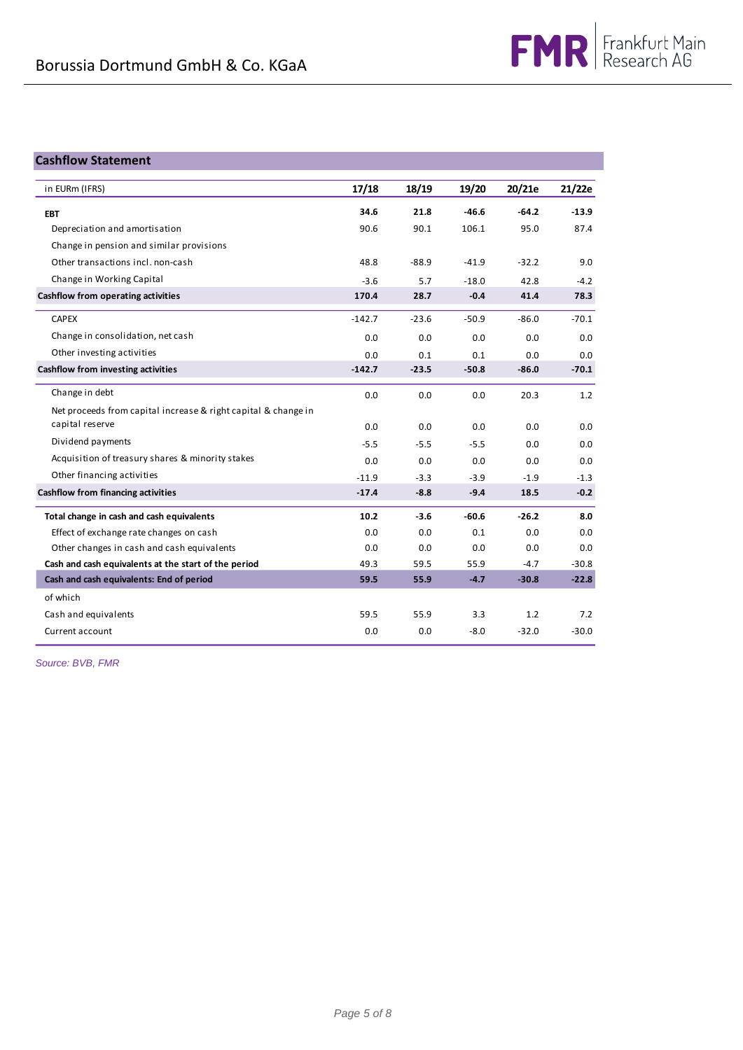## Cashflow Statement

| in EURm (IFRS) | 17/18 | 18/19 | 19/20 | 20/21e | 21/22e |
|---|---|---|---|---|---|
| **EBT** | **34.6** | **21.8** | **-46.6** | **-64.2** | **-13.9** |
| Depreciation and amortisation | 90.6 | 90.1 | 106.1 | 95.0 | 87.4 |
| Change in pension and similar provisions | | | | | |
| Other transactions incl. non-cash | 48.8 | -88.9 | -41.9 | -32.2 | 9.0 |
| Change in Working Capital | -3.6 | 5.7 | -18.0 | 42.8 | -4.2 |
| **Cashflow from operating activities** | **170.4** | **28.7** | **-0.4** | **41.4** | **78.3** |
| CAPEX | -142.7 | -23.6 | -50.9 | -86.0 | -70.1 |
| Change in consolidation, net cash | 0.0 | 0.0 | 0.0 | 0.0 | 0.0 |
| Other investing activities | 0.0 | 0.1 | 0.1 | 0.0 | 0.0 |
| **Cashflow from investing activities** | **-142.7** | **-23.5** | **-50.8** | **-86.0** | **-70.1** |
| Change in debt | 0.0 | 0.0 | 0.0 | 20.3 | 1.2 |
| Net proceeds from capital increase & right capital & change in capital reserve | 0.0 | 0.0 | 0.0 | 0.0 | 0.0 |
| Dividend payments | -5.5 | -5.5 | -5.5 | 0.0 | 0.0 |
| Acquisition of treasury shares & minority stakes | 0.0 | 0.0 | 0.0 | 0.0 | 0.0 |
| Other financing activities | -11.9 | -3.3 | -3.9 | -1.9 | -1.3 |
| **Cashflow from financing activities** | **-17.4** | **-8.8** | **-9.4** | **18.5** | **-0.2** |
| **Total change in cash and cash equivalents** | **10.2** | **-3.6** | **-60.6** | **-26.2** | **8.0** |
| Effect of exchange rate changes on cash | 0.0 | 0.0 | 0.1 | 0.0 | 0.0 |
| Other changes in cash and cash equivalents | 0.0 | 0.0 | 0.0 | 0.0 | 0.0 |
| **Cash and cash equivalents at the start of the period** | 49.3 | 59.5 | 55.9 | -4.7 | -30.8 |
| **Cash and cash equivalents: End of period** | **59.5** | **55.9** | **-4.7** | **-30.8** | **-22.8** |
| of which | | | | | |
| Cash and equivalents | 59.5 | 55.9 | 3.3 | 1.2 | 7.2 |
| Current account | 0.0 | 0.0 | -8.0 | -32.0 | -30.0 |

*Source: BVB, FMR*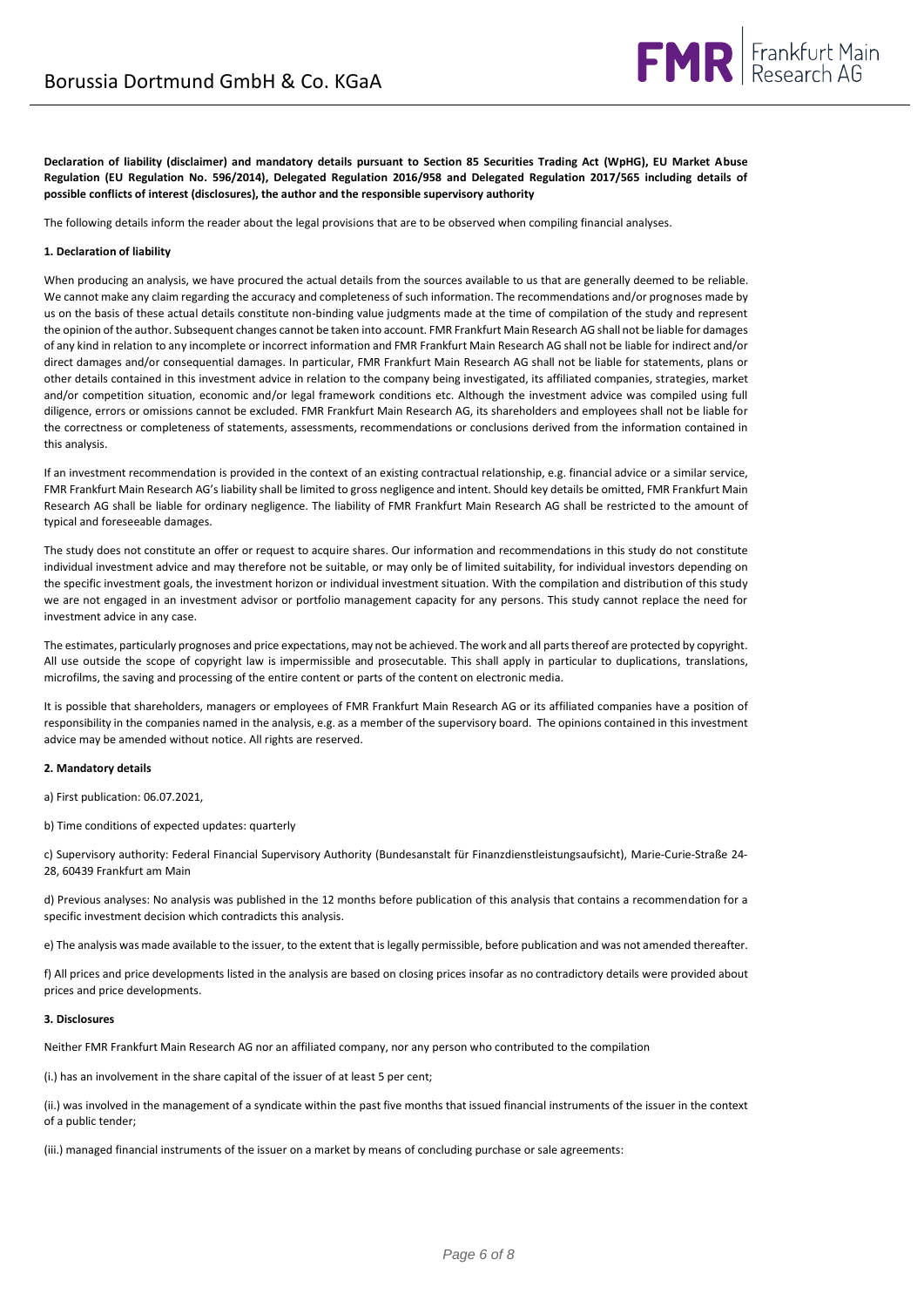**Declaration of liability (disclaimer) and mandatory details pursuant to Section 85 Securities Trading Act (WpHG), EU Market Abuse Regulation (EU Regulation No. 596/2014), Delegated Regulation 2016/958 and Delegated Regulation 2017/565 including details of possible conflicts of interest (disclosures), the author and the responsible supervisory authority**

The following details inform the reader about the legal provisions that are to be observed when compiling financial analyses.

**1. Declaration of liability**

When producing an analysis, we have procured the actual details from the sources available to us that are generally deemed to be reliable. We cannot make any claim regarding the accuracy and completeness of such information. The recommendations and/or prognoses made by us on the basis of these actual details constitute non-binding value judgments made at the time of compilation of the study and represent the opinion of the author. Subsequent changes cannot be taken into account. FMR Frankfurt Main Research AG shall not be liable for damages of any kind in relation to any incomplete or incorrect information and FMR Frankfurt Main Research AG shall not be liable for indirect and/or direct damages and/or consequential damages. In particular, FMR Frankfurt Main Research AG shall not be liable for statements, plans or other details contained in this investment advice in relation to the company being investigated, its affiliated companies, strategies, market and/or competition situation, economic and/or legal framework conditions etc. Although the investment advice was compiled using full diligence, errors or omissions cannot be excluded. FMR Frankfurt Main Research AG, its shareholders and employees shall not be liable for the correctness or completeness of statements, assessments, recommendations or conclusions derived from the information contained in this analysis.

If an investment recommendation is provided in the context of an existing contractual relationship, e.g. financial advice or a similar service, FMR Frankfurt Main Research AG's liability shall be limited to gross negligence and intent. Should key details be omitted, FMR Frankfurt Main Research AG shall be liable for ordinary negligence. The liability of FMR Frankfurt Main Research AG shall be restricted to the amount of typical and foreseeable damages.

The study does not constitute an offer or request to acquire shares. Our information and recommendations in this study do not constitute individual investment advice and may therefore not be suitable, or may only be of limited suitability, for individual investors depending on the specific investment goals, the investment horizon or individual investment situation. With the compilation and distribution of this study we are not engaged in an investment advisor or portfolio management capacity for any persons. This study cannot replace the need for investment advice in any case.

The estimates, particularly prognoses and price expectations, may not be achieved. The work and all parts thereof are protected by copyright. All use outside the scope of copyright law is impermissible and prosecutable. This shall apply in particular to duplications, translations, microfilms, the saving and processing of the entire content or parts of the content on electronic media.

It is possible that shareholders, managers or employees of FMR Frankfurt Main Research AG or its affiliated companies have a position of responsibility in the companies named in the analysis, e.g. as a member of the supervisory board. The opinions contained in this investment advice may be amended without notice. All rights are reserved.

**2. Mandatory details**

a) First publication: 06.07.2021,

b) Time conditions of expected updates: quarterly

c) Supervisory authority: Federal Financial Supervisory Authority (Bundesanstalt für Finanzdienstleistungsaufsicht), Marie-Curie-Straße 24-28, 60439 Frankfurt am Main

d) Previous analyses: No analysis was published in the 12 months before publication of this analysis that contains a recommendation for a specific investment decision which contradicts this analysis.

e) The analysis was made available to the issuer, to the extent that is legally permissible, before publication and was not amended thereafter.

f) All prices and price developments listed in the analysis are based on closing prices insofar as no contradictory details were provided about prices and price developments.

**3. Disclosures**

Neither FMR Frankfurt Main Research AG nor an affiliated company, nor any person who contributed to the compilation

(i.) has an involvement in the share capital of the issuer of at least 5 per cent;

(ii.) was involved in the management of a syndicate within the past five months that issued financial instruments of the issuer in the context of a public tender;

(iii.) managed financial instruments of the issuer on a market by means of concluding purchase or sale agreements: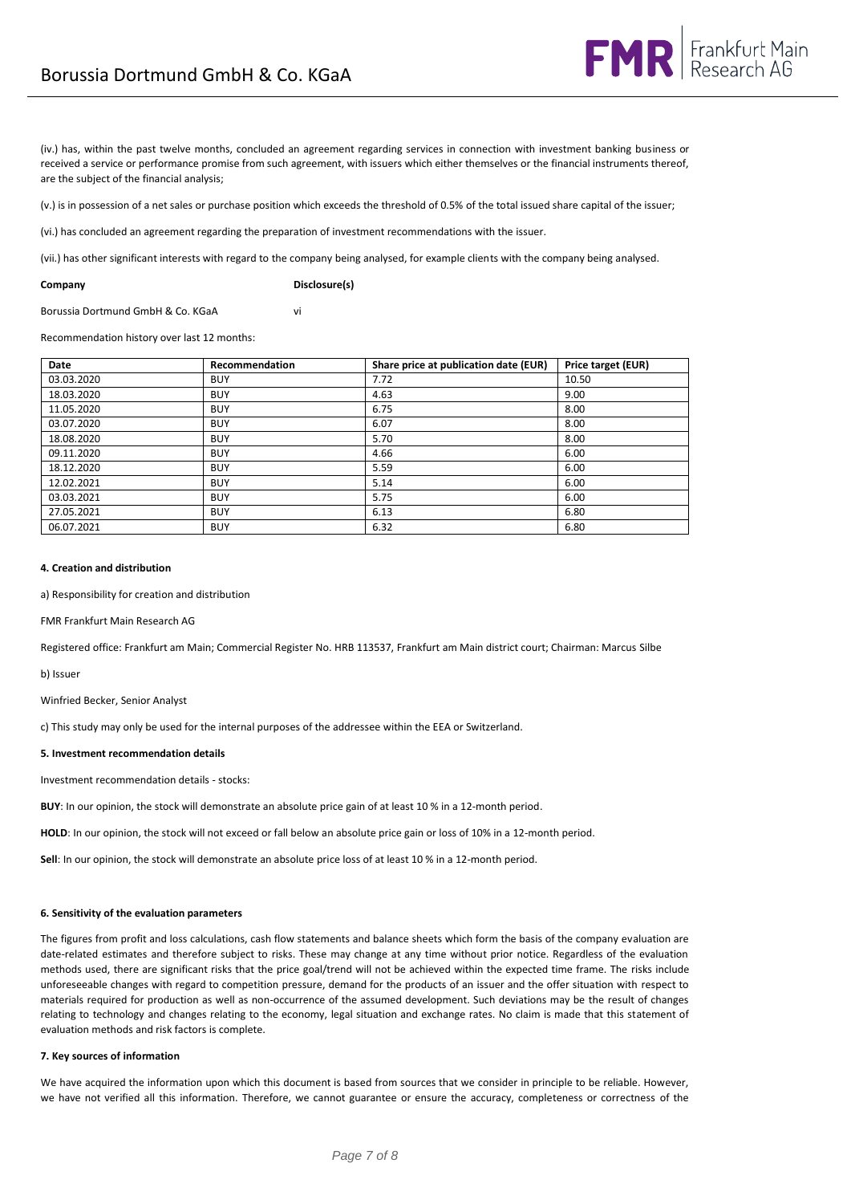(iv.) has, within the past twelve months, concluded an agreement regarding services in connection with investment banking business or received a service or performance promise from such agreement, with issuers which either themselves or the financial instruments thereof, are the subject of the financial analysis;

(v.) is in possession of a net sales or purchase position which exceeds the threshold of 0.5% of the total issued share capital of the issuer;

(vi.) has concluded an agreement regarding the preparation of investment recommendations with the issuer.

(vii.) has other significant interests with regard to the company being analysed, for example clients with the company being analysed.

| **Company** | **Disclosure(s)** |
|---|---|
| Borussia Dortmund GmbH & Co. KGaA | vi |

Recommendation history over last 12 months:

| Date | Recommendation | Share price at publication date (EUR) | Price target (EUR) |
|---|---|---|---|
| 03.03.2020 | BUY | 7.72 | 10.50 |
| 18.03.2020 | BUY | 4.63 | 9.00 |
| 11.05.2020 | BUY | 6.75 | 8.00 |
| 03.07.2020 | BUY | 6.07 | 8.00 |
| 18.08.2020 | BUY | 5.70 | 8.00 |
| 09.11.2020 | BUY | 4.66 | 6.00 |
| 18.12.2020 | BUY | 5.59 | 6.00 |
| 12.02.2021 | BUY | 5.14 | 6.00 |
| 03.03.2021 | BUY | 5.75 | 6.00 |
| 27.05.2021 | BUY | 6.13 | 6.80 |
| 06.07.2021 | BUY | 6.32 | 6.80 |

#### 4. Creation and distribution

a) Responsibility for creation and distribution

FMR Frankfurt Main Research AG

Registered office: Frankfurt am Main; Commercial Register No. HRB 113537, Frankfurt am Main district court; Chairman: Marcus Silbe

b) Issuer

Winfried Becker, Senior Analyst

c) This study may only be used for the internal purposes of the addressee within the EEA or Switzerland.

#### 5. Investment recommendation details

Investment recommendation details - stocks:

**BUY**: In our opinion, the stock will demonstrate an absolute price gain of at least 10 % in a 12-month period.

**HOLD**: In our opinion, the stock will not exceed or fall below an absolute price gain or loss of 10% in a 12-month period.

**Sell**: In our opinion, the stock will demonstrate an absolute price loss of at least 10 % in a 12-month period.

#### 6. Sensitivity of the evaluation parameters

The figures from profit and loss calculations, cash flow statements and balance sheets which form the basis of the company evaluation are date-related estimates and therefore subject to risks. These may change at any time without prior notice. Regardless of the evaluation methods used, there are significant risks that the price goal/trend will not be achieved within the expected time frame. The risks include unforeseeable changes with regard to competition pressure, demand for the products of an issuer and the offer situation with respect to materials required for production as well as non-occurrence of the assumed development. Such deviations may be the result of changes relating to technology and changes relating to the economy, legal situation and exchange rates. No claim is made that this statement of evaluation methods and risk factors is complete.

#### 7. Key sources of information

We have acquired the information upon which this document is based from sources that we consider in principle to be reliable. However, we have not verified all this information. Therefore, we cannot guarantee or ensure the accuracy, completeness or correctness of the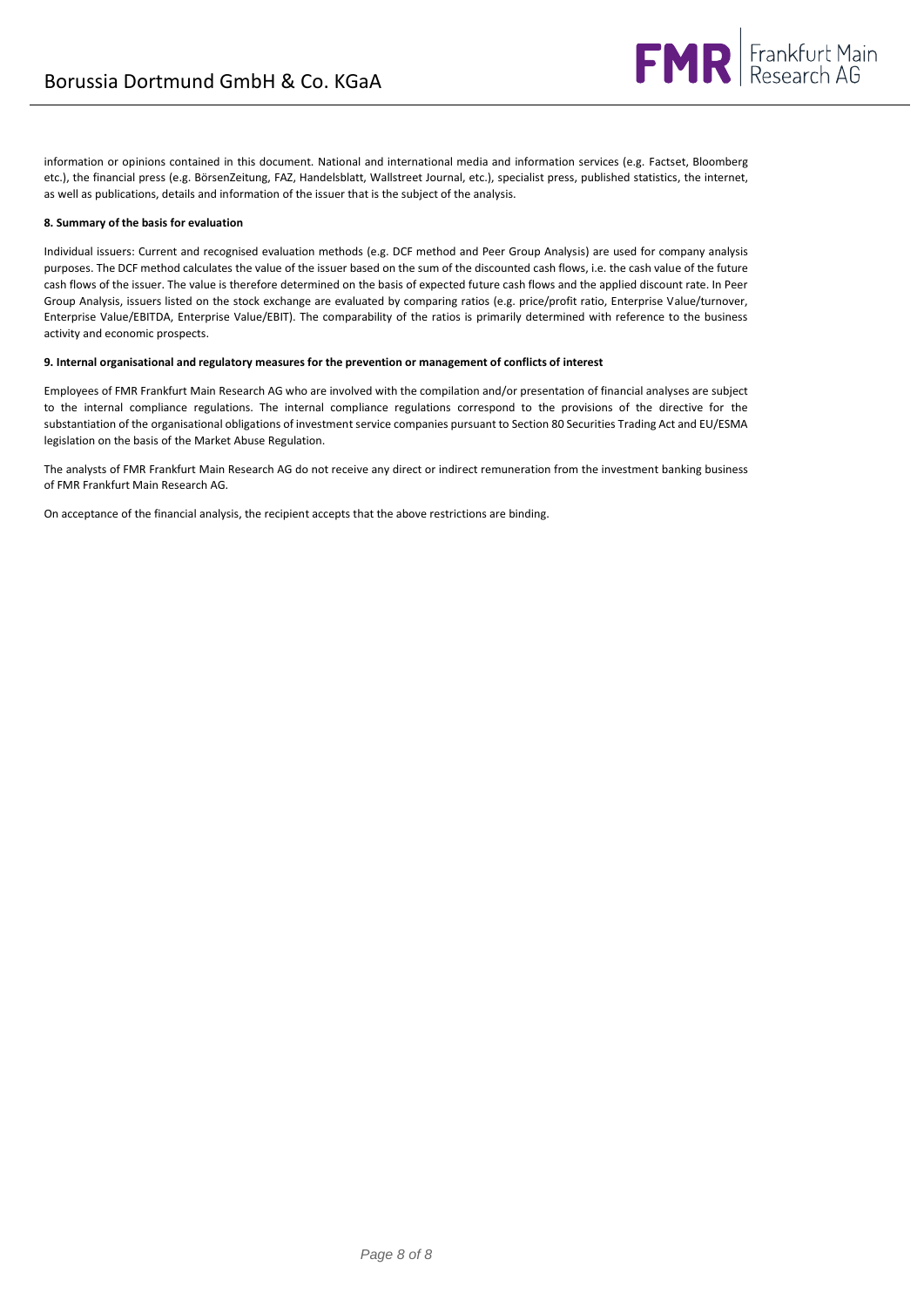information or opinions contained in this document. National and international media and information services (e.g. Factset, Bloomberg etc.), the financial press (e.g. BörsenZeitung, FAZ, Handelsblatt, Wallstreet Journal, etc.), specialist press, published statistics, the internet, as well as publications, details and information of the issuer that is the subject of the analysis.

**8. Summary of the basis for evaluation**

Individual issuers: Current and recognised evaluation methods (e.g. DCF method and Peer Group Analysis) are used for company analysis purposes. The DCF method calculates the value of the issuer based on the sum of the discounted cash flows, i.e. the cash value of the future cash flows of the issuer. The value is therefore determined on the basis of expected future cash flows and the applied discount rate. In Peer Group Analysis, issuers listed on the stock exchange are evaluated by comparing ratios (e.g. price/profit ratio, Enterprise Value/turnover, Enterprise Value/EBITDA, Enterprise Value/EBIT). The comparability of the ratios is primarily determined with reference to the business activity and economic prospects.

**9. Internal organisational and regulatory measures for the prevention or management of conflicts of interest**

Employees of FMR Frankfurt Main Research AG who are involved with the compilation and/or presentation of financial analyses are subject to the internal compliance regulations. The internal compliance regulations correspond to the provisions of the directive for the substantiation of the organisational obligations of investment service companies pursuant to Section 80 Securities Trading Act and EU/ESMA legislation on the basis of the Market Abuse Regulation.

The analysts of FMR Frankfurt Main Research AG do not receive any direct or indirect remuneration from the investment banking business of FMR Frankfurt Main Research AG.

On acceptance of the financial analysis, the recipient accepts that the above restrictions are binding.